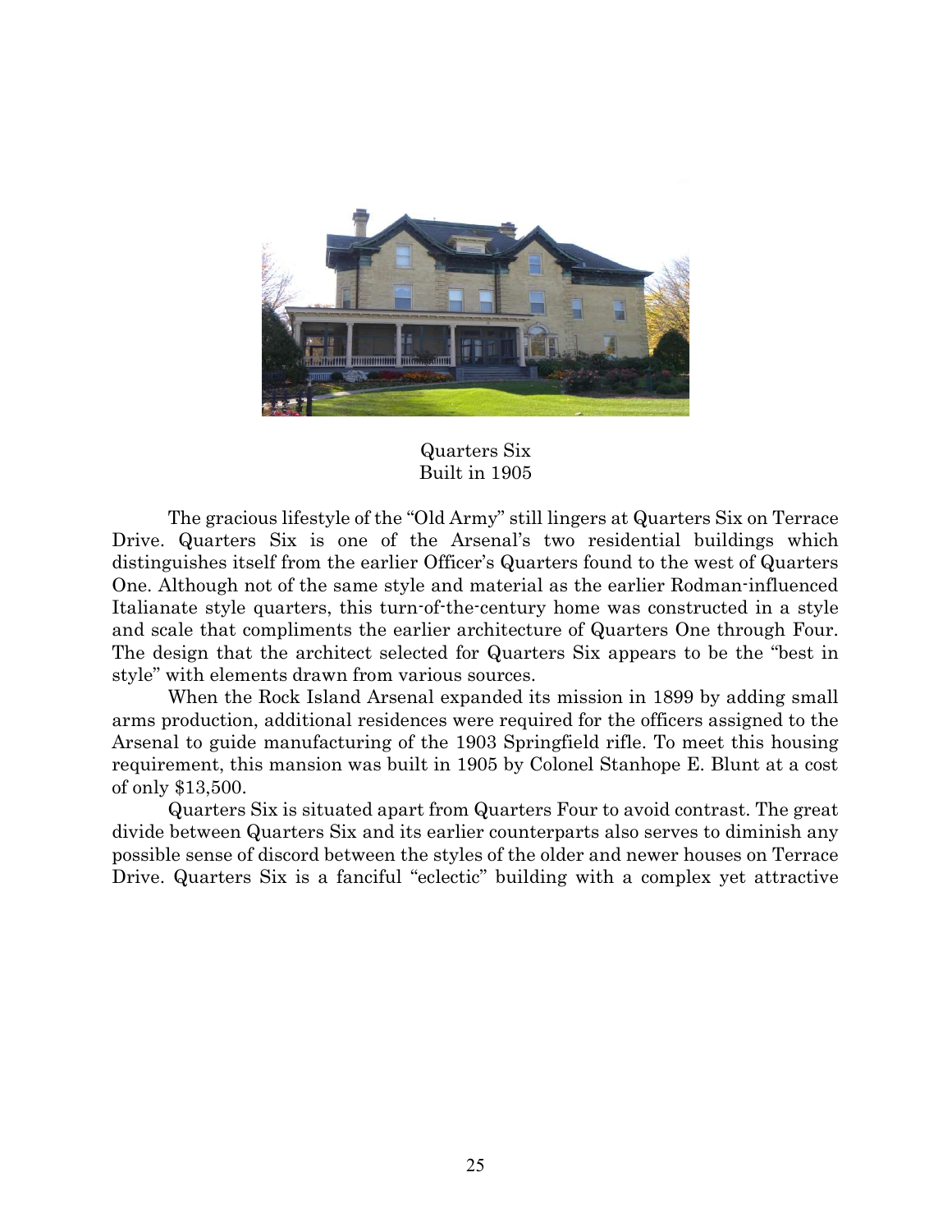Quarters Six
Built in 1905

The gracious lifestyle of the "Old Army" still lingers at Quarters Six on Terrace Drive. Quarters Six is one of the Arsenal's two residential buildings which distinguishes itself from the earlier Officer's Quarters found to the west of Quarters One. Although not of the same style and material as the earlier Rodman-influenced Italianate style quarters, this turn-of-the-century home was constructed in a style and scale that compliments the earlier architecture of Quarters One through Four. The design that the architect selected for Quarters Six appears to be the "best in style" with elements drawn from various sources.

When the Rock Island Arsenal expanded its mission in 1899 by adding small arms production, additional residences were required for the officers assigned to the Arsenal to guide manufacturing of the 1903 Springfield rifle. To meet this housing requirement, this mansion was built in 1905 by Colonel Stanhope E. Blunt at a cost of only $13,500.

Quarters Six is situated apart from Quarters Four to avoid contrast. The great divide between Quarters Six and its earlier counterparts also serves to diminish any possible sense of discord between the styles of the older and newer houses on Terrace Drive. Quarters Six is a fanciful "eclectic" building with a complex yet attractive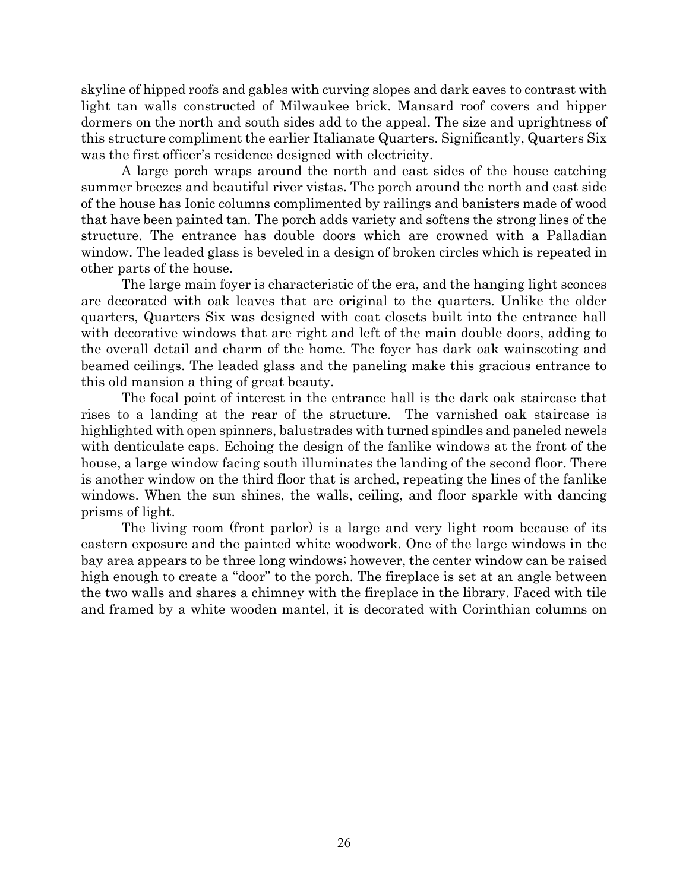skyline of hipped roofs and gables with curving slopes and dark eaves to contrast with light tan walls constructed of Milwaukee brick. Mansard roof covers and hipper dormers on the north and south sides add to the appeal. The size and uprightness of this structure compliment the earlier Italianate Quarters. Significantly, Quarters Six was the first officer's residence designed with electricity.

A large porch wraps around the north and east sides of the house catching summer breezes and beautiful river vistas. The porch around the north and east side of the house has Ionic columns complimented by railings and banisters made of wood that have been painted tan. The porch adds variety and softens the strong lines of the structure. The entrance has double doors which are crowned with a Palladian window. The leaded glass is beveled in a design of broken circles which is repeated in other parts of the house.

The large main foyer is characteristic of the era, and the hanging light sconces are decorated with oak leaves that are original to the quarters. Unlike the older quarters, Quarters Six was designed with coat closets built into the entrance hall with decorative windows that are right and left of the main double doors, adding to the overall detail and charm of the home. The foyer has dark oak wainscoting and beamed ceilings. The leaded glass and the paneling make this gracious entrance to this old mansion a thing of great beauty.

The focal point of interest in the entrance hall is the dark oak staircase that rises to a landing at the rear of the structure. The varnished oak staircase is highlighted with open spinners, balustrades with turned spindles and paneled newels with denticulate caps. Echoing the design of the fanlike windows at the front of the house, a large window facing south illuminates the landing of the second floor. There is another window on the third floor that is arched, repeating the lines of the fanlike windows. When the sun shines, the walls, ceiling, and floor sparkle with dancing prisms of light.

The living room (front parlor) is a large and very light room because of its eastern exposure and the painted white woodwork. One of the large windows in the bay area appears to be three long windows; however, the center window can be raised high enough to create a "door" to the porch. The fireplace is set at an angle between the two walls and shares a chimney with the fireplace in the library. Faced with tile and framed by a white wooden mantel, it is decorated with Corinthian columns on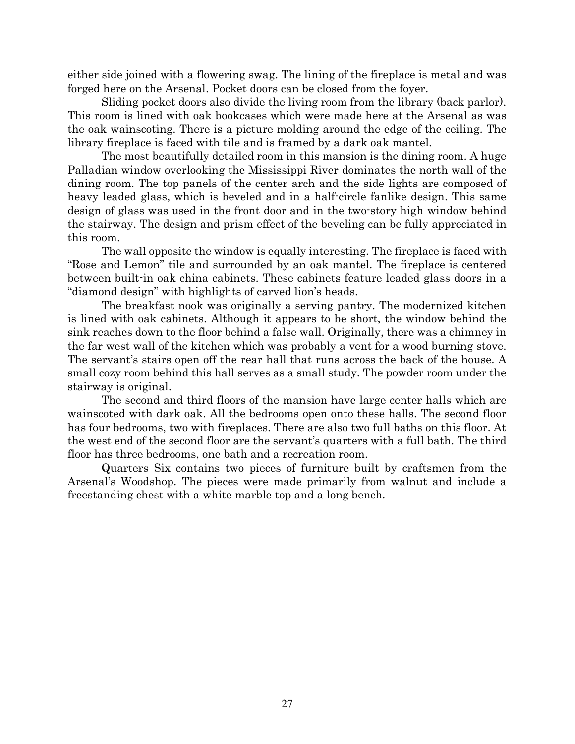either side joined with a flowering swag. The lining of the fireplace is metal and was forged here on the Arsenal. Pocket doors can be closed from the foyer.

Sliding pocket doors also divide the living room from the library (back parlor). This room is lined with oak bookcases which were made here at the Arsenal as was the oak wainscoting. There is a picture molding around the edge of the ceiling. The library fireplace is faced with tile and is framed by a dark oak mantel.

The most beautifully detailed room in this mansion is the dining room. A huge Palladian window overlooking the Mississippi River dominates the north wall of the dining room. The top panels of the center arch and the side lights are composed of heavy leaded glass, which is beveled and in a half-circle fanlike design. This same design of glass was used in the front door and in the two-story high window behind the stairway. The design and prism effect of the beveling can be fully appreciated in this room.

The wall opposite the window is equally interesting. The fireplace is faced with "Rose and Lemon" tile and surrounded by an oak mantel. The fireplace is centered between built-in oak china cabinets. These cabinets feature leaded glass doors in a "diamond design" with highlights of carved lion's heads.

The breakfast nook was originally a serving pantry. The modernized kitchen is lined with oak cabinets. Although it appears to be short, the window behind the sink reaches down to the floor behind a false wall. Originally, there was a chimney in the far west wall of the kitchen which was probably a vent for a wood burning stove. The servant's stairs open off the rear hall that runs across the back of the house. A small cozy room behind this hall serves as a small study. The powder room under the stairway is original.

The second and third floors of the mansion have large center halls which are wainscoted with dark oak. All the bedrooms open onto these halls. The second floor has four bedrooms, two with fireplaces. There are also two full baths on this floor. At the west end of the second floor are the servant's quarters with a full bath. The third floor has three bedrooms, one bath and a recreation room.

Quarters Six contains two pieces of furniture built by craftsmen from the Arsenal's Woodshop. The pieces were made primarily from walnut and include a freestanding chest with a white marble top and a long bench.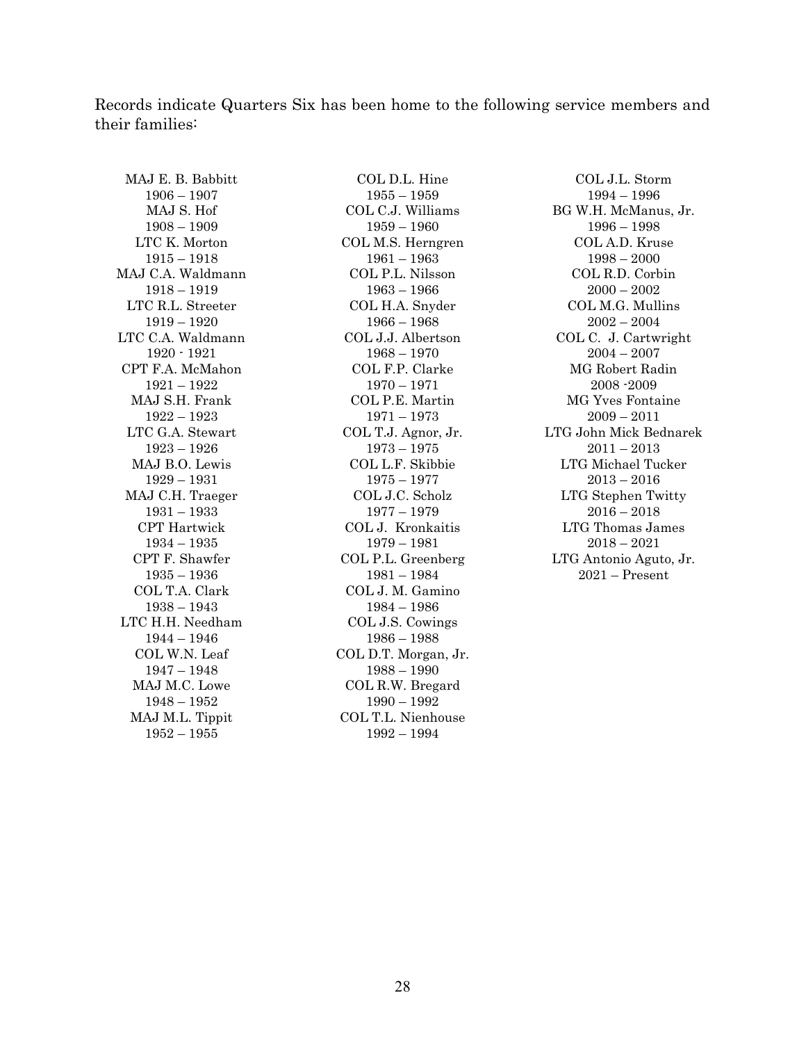Records indicate Quarters Six has been home to the following service members and their families:

MAJ E. B. Babbitt
1906 – 1907
MAJ S. Hof
1908 – 1909
LTC K. Morton
1915 – 1918
MAJ C.A. Waldmann
1918 – 1919
LTC R.L. Streeter
1919 – 1920
LTC C.A. Waldmann
1920 - 1921
CPT F.A. McMahon
1921 – 1922
MAJ S.H. Frank
1922 – 1923
LTC G.A. Stewart
1923 – 1926
MAJ B.O. Lewis
1929 – 1931
MAJ C.H. Traeger
1931 – 1933
CPT Hartwick
1934 – 1935
CPT F. Shawfer
1935 – 1936
COL T.A. Clark
1938 – 1943
LTC H.H. Needham
1944 – 1946
COL W.N. Leaf
1947 – 1948
MAJ M.C. Lowe
1948 – 1952
MAJ M.L. Tippit
1952 – 1955

COL D.L. Hine
1955 – 1959
COL C.J. Williams
1959 – 1960
COL M.S. Herngren
1961 – 1963
COL P.L. Nilsson
1963 – 1966
COL H.A. Snyder
1966 – 1968
COL J.J. Albertson
1968 – 1970
COL F.P. Clarke
1970 – 1971
COL P.E. Martin
1971 – 1973
COL T.J. Agnor, Jr.
1973 – 1975
COL L.F. Skibbie
1975 – 1977
COL J.C. Scholz
1977 – 1979
COL J. Kronkaitis
1979 – 1981
COL P.L. Greenberg
1981 – 1984
COL J. M. Gamino
1984 – 1986
COL J.S. Cowings
1986 – 1988
COL D.T. Morgan, Jr.
1988 – 1990
COL R.W. Bregard
1990 – 1992
COL T.L. Nienhouse
1992 – 1994

COL J.L. Storm
1994 – 1996
BG W.H. McManus, Jr.
1996 – 1998
COL A.D. Kruse
1998 – 2000
COL R.D. Corbin
2000 – 2002
COL M.G. Mullins
2002 – 2004
COL C. J. Cartwright
2004 – 2007
MG Robert Radin
2008 -2009
MG Yves Fontaine
2009 – 2011
LTG John Mick Bednarek
2011 – 2013
LTG Michael Tucker
2013 – 2016
LTG Stephen Twitty
2016 – 2018
LTG Thomas James
2018 – 2021
LTG Antonio Aguto, Jr.
2021 – Present